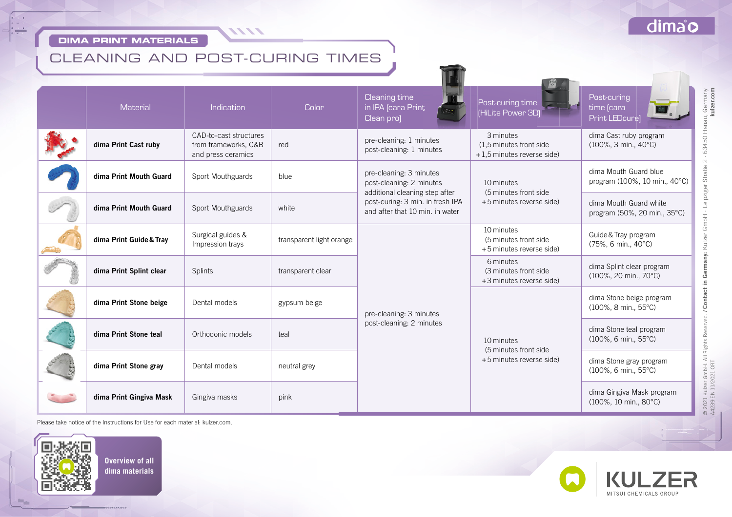# DIMA PRINT MATERIALS

## CLEANING AND POST-CURING TIMES

| | Material | Indication | Color | Cleaning time in IPA (cara Print Clean pro) | Post-curing time (HiLite Power 3D) | Post-curing time (cara Print LEDcure) |
|---|---|---|---|---|---|---|
| | **dima Print Cast ruby** | CAD-to-cast structures from frameworks, C&B and press ceramics | red | pre-cleaning: 1 minutes post-cleaning: 1 minutes | 3 minutes (1,5 minutes front side +1,5 minutes reverse side) | dima Cast ruby program (100%, 3 min., 40°C) |
| | **dima Print Mouth Guard** | Sport Mouthguards | blue | pre-cleaning: 3 minutes post-cleaning: 2 minutes additional cleaning step after post-curing: 3 min. in fresh IPA and after that 10 min. in water | 10 minutes (5 minutes front side +5 minutes reverse side) | dima Mouth Guard blue program (100%, 10 min., 40°C) |
| | **dima Print Mouth Guard** | Sport Mouthguards | white | | | dima Mouth Guard white program (50%, 20 min., 35°C) |
| | **dima Print Guide & Tray** | Surgical guides & Impression trays | transparent light orange | pre-cleaning: 3 minutes post-cleaning: 2 minutes | 10 minutes (5 minutes front side +5 minutes reverse side) | Guide & Tray program (75%, 6 min., 40°C) |
| | **dima Print Splint clear** | Splints | transparent clear | | 6 minutes (3 minutes front side +3 minutes reverse side) | dima Splint clear program (100%, 20 min., 70°C) |
| | **dima Print Stone beige** | Dental models | gypsum beige | | 10 minutes (5 minutes front side +5 minutes reverse side) | dima Stone beige program (100%, 8 min., 55°C) |
| | **dima Print Stone teal** | Orthodonic models | teal | | | dima Stone teal program (100%, 6 min., 55°C) |
| | **dima Print Stone gray** | Dental models | neutral grey | | | dima Stone gray program (100%, 6 min., 55°C) |
| | **dima Print Gingiva Mask** | Gingiva masks | pink | | | dima Gingiva Mask program (100%, 10 min., 80°C) |

Please take notice of the Instructions for Use for each material: kulzer.com.

**Overview of all dima materials**

© 2021 Kulzer GmbH. All Rights Reserved. / **Contact in Germany:** Kulzer GmbH · Leipziger Straße 2 · 63450 Hanau, Germany **kulzer.com**

A4239 EN 11/2021 ORT

KULZER MITSUI CHEMICALS GROUP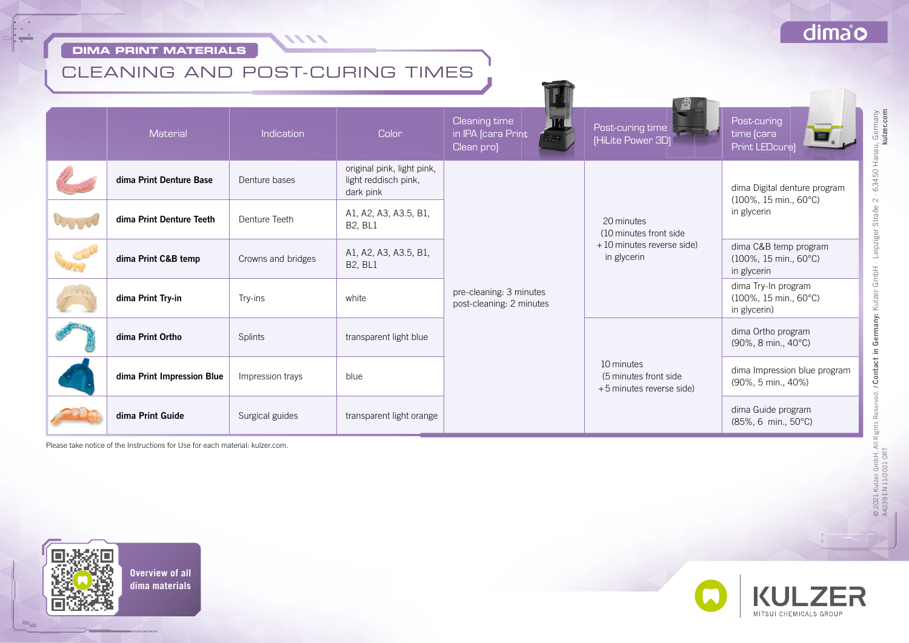## DIMA PRINT MATERIALS

# CLEANING AND POST-CURING TIMES

| | Material | Indication | Color | Cleaning time in IPA (cara Print Clean pro) | Post-curing time (HiLite Power 3D) | Post-curing time (cara Print LEDcure) |
|---|---|---|---|---|---|---|
| | **dima Print Denture Base** | Denture bases | original pink, light pink, light reddisch pink, dark pink | pre-cleaning: 3 minutes post-cleaning: 2 minutes | 20 minutes (10 minutes front side + 10 minutes reverse side) in glycerin | dima Digital denture program (100%, 15 min., 60°C) in glycerin |
| | **dima Print Denture Teeth** | Denture Teeth | A1, A2, A3, A3.5, B1, B2, BL1 | | | |
| | **dima Print C&B temp** | Crowns and bridges | A1, A2, A3, A3.5, B1, B2, BL1 | | | dima C&B temp program (100%, 15 min., 60°C) in glycerin |
| | **dima Print Try-in** | Try-ins | white | | | dima Try-In program (100%, 15 min., 60°C) in glycerin) |
| | **dima Print Ortho** | Splints | transparent light blue | | 10 minutes (5 minutes front side + 5 minutes reverse side) | dima Ortho program (90%, 8 min., 40°C) |
| | **dima Print Impression Blue** | Impression trays | blue | | | dima Impression blue program (90%, 5 min., 40%) |
| | **dima Print Guide** | Surgical guides | transparent light orange | | | dima Guide program (85%, 6 min., 50°C) |

Please take notice of the Instructions for Use for each material: kulzer.com.

Overview of all dima materials

© 2021 Kulzer GmbH. All Rights Reserved. / **Contact in Germany:** Kulzer GmbH · Leipziger Straße 2 · 63450 Hanau, Germany **kulzer.com**

A4239 EN 11/2021 ORT

KULZER
MITSUI CHEMICALS GROUP